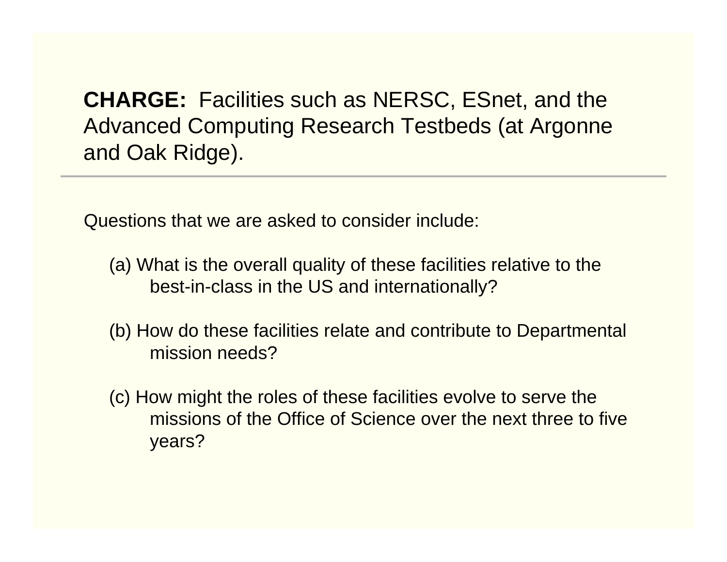**CHARGE:** Facilities such as NERSC, ESnet, and the Advanced Computing Research Testbeds (at Argonne and Oak Ridge).

---

Questions that we are asked to consider include:

(a) What is the overall quality of these facilities relative to the best-in-class in the US and internationally?

(b) How do these facilities relate and contribute to Departmental mission needs?

(c) How might the roles of these facilities evolve to serve the missions of the Office of Science over the next three to five years?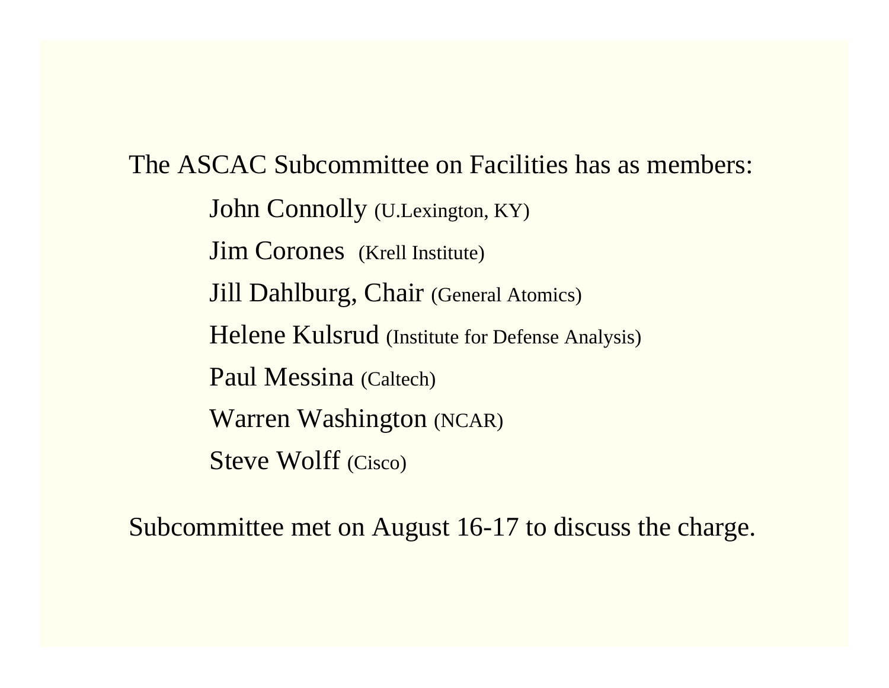The ASCAC Subcommittee on Facilities has as members:

- John Connolly (U.Lexington, KY)
- Jim Corones (Krell Institute)
- Jill Dahlburg, Chair (General Atomics)
- Helene Kulsrud (Institute for Defense Analysis)
- Paul Messina (Caltech)
- Warren Washington (NCAR)
- Steve Wolff (Cisco)

Subcommittee met on August 16-17 to discuss the charge.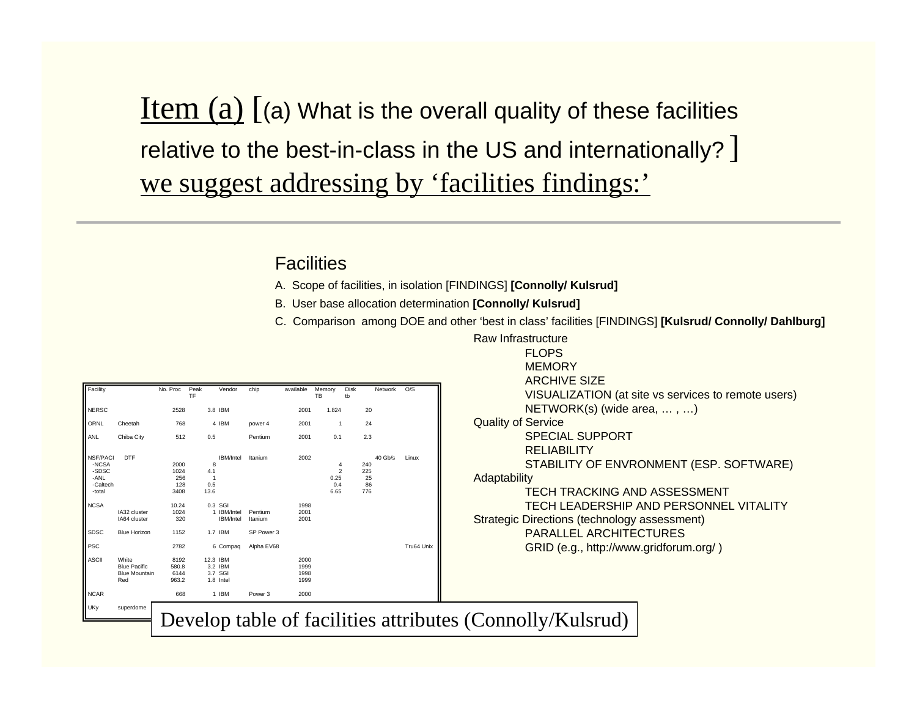# Item (a) [(a) What is the overall quality of these facilities relative to the best-in-class in the US and internationally? ] we suggest addressing by 'facilities findings:'

## Facilities

A. Scope of facilities, in isolation [FINDINGS] **[Connolly/ Kulsrud]**

B. User base allocation determination **[Connolly/ Kulsrud]**

C. Comparison among DOE and other 'best in class' facilities [FINDINGS] **[Kulsrud/ Connolly/ Dahlburg]**

Raw Infrastructure
- FLOPS
- MEMORY
- ARCHIVE SIZE
- VISUALIZATION (at site vs services to remote users)
- NETWORK(s) (wide area, … , …)

Quality of Service
- SPECIAL SUPPORT
- RELIABILITY
- STABILITY OF ENVRONMENT (ESP. SOFTWARE)

Adaptability
- TECH TRACKING AND ASSESSMENT
- TECH LEADERSHIP AND PERSONNEL VITALITY

Strategic Directions (technology assessment)
- PARALLEL ARCHITECTURES
- GRID (e.g., http://www.gridforum.org/ )

| Facility | | No. Proc | Peak TF | Vendor | chip | available | Memory TB | Disk tb | Network | O/S |
|---|---|---|---|---|---|---|---|---|---|---|
| NERSC | | 2528 | 3.8 | IBM | | 2001 | 1.824 | 20 | | |
| ORNL | Cheetah | 768 | 4 | IBM | power 4 | 2001 | 1 | 24 | | |
| ANL | Chiba City | 512 | 0.5 | | Pentium | 2001 | 0.1 | 2.3 | | |
| NSF/PACI | DTF | | | IBM/Intel | Itanium | 2002 | | | 40 Gb/s | Linux |
| -NCSA | | 2000 | 8 | | | | 4 | 240 | | |
| -SDSC | | 1024 | 4.1 | | | | 2 | 225 | | |
| -ANL | | 256 | 1 | | | | 0.25 | 25 | | |
| -Caltech | | 128 | 0.5 | | | | 0.4 | 86 | | |
| -total | | 3408 | 13.6 | | | | 6.65 | 776 | | |
| NCSA | | 10.24 | 0.3 | SGI | | 1998 | | | | |
| | IA32 cluster | 1024 | 1 | IBM/Intel | Pentium | 2001 | | | | |
| | IA64 cluster | 320 | | IBM/Intel | Itanium | 2001 | | | | |
| SDSC | Blue Horizon | 1152 | 1.7 | IBM | SP Power 3 | | | | | |
| PSC | | 2782 | 6 | Compaq | Alpha EV68 | | | | | Tru64 Unix |
| ASCII | White | 8192 | 12.3 | IBM | | 2000 | | | | |
| | Blue Pacific | 580.8 | 3.2 | IBM | | 1999 | | | | |
| | Blue Mountain | 6144 | 3.7 | SGI | | 1998 | | | | |
| | Red | 963.2 | 1.8 | Intel | | 1999 | | | | |
| NCAR | | 668 | 1 | IBM | Power 3 | 2000 | | | | |
| UKy | superdome | | | | | | | | | |

Develop table of facilities attributes (Connolly/Kulsrud)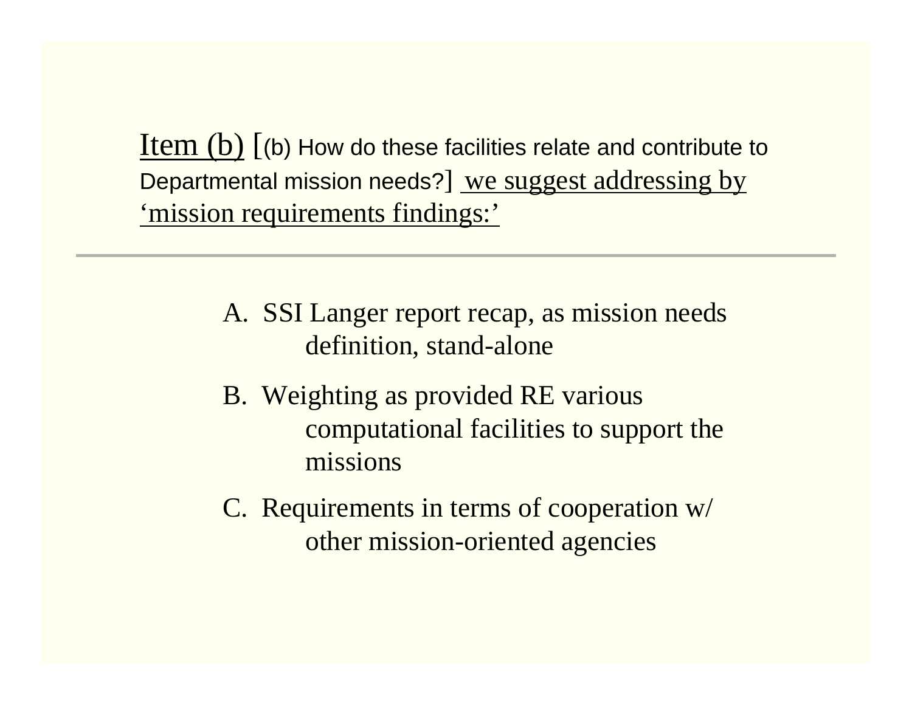Item (b) [(b) How do these facilities relate and contribute to Departmental mission needs?] we suggest addressing by 'mission requirements findings:'

---

A. SSI Langer report recap, as mission needs definition, stand-alone

B. Weighting as provided RE various computational facilities to support the missions

C. Requirements in terms of cooperation w/ other mission-oriented agencies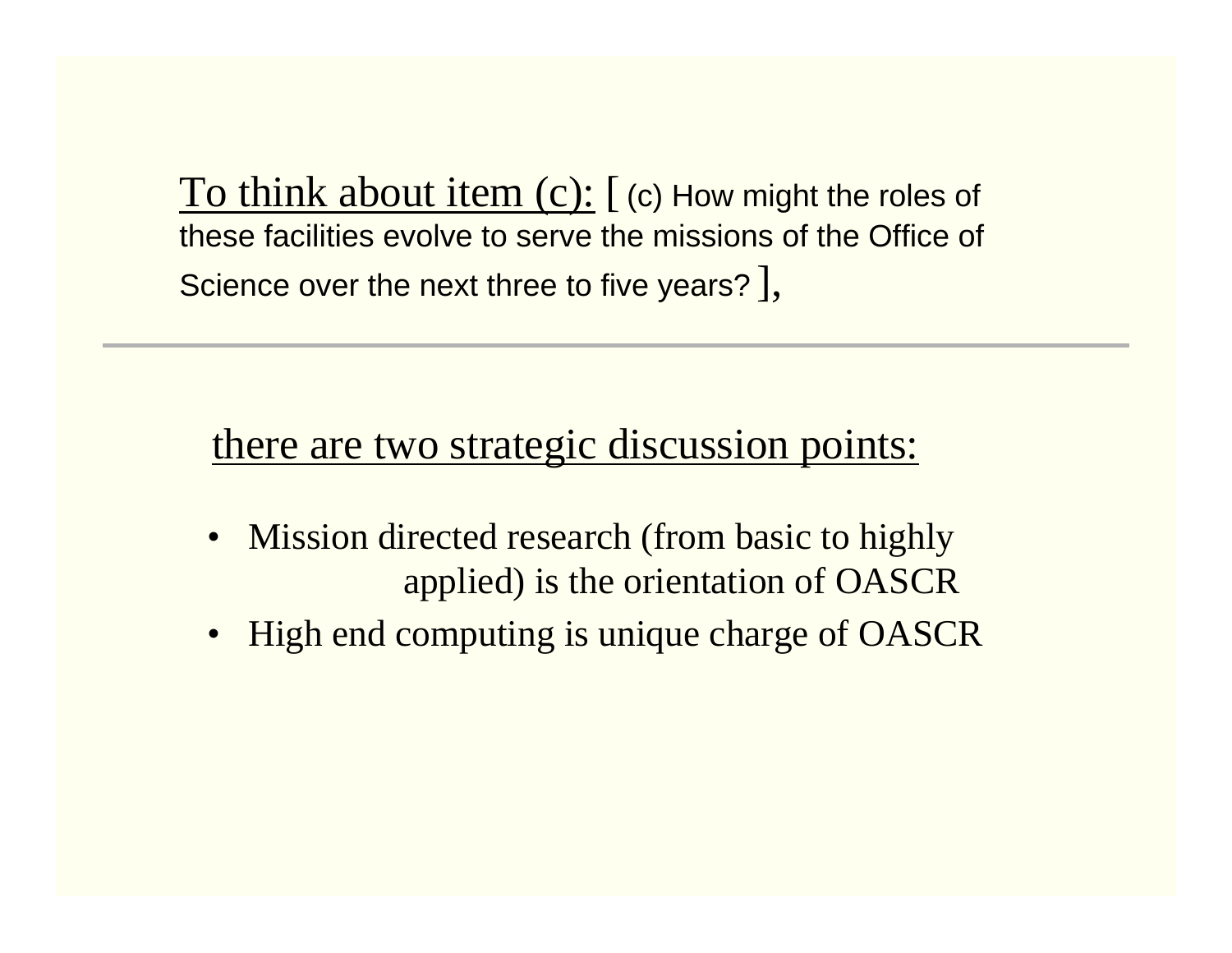To think about item (c): [ (c) How might the roles of these facilities evolve to serve the missions of the Office of Science over the next three to five years? ],

---

there are two strategic discussion points:

- Mission directed research (from basic to highly applied) is the orientation of OASCR
- High end computing is unique charge of OASCR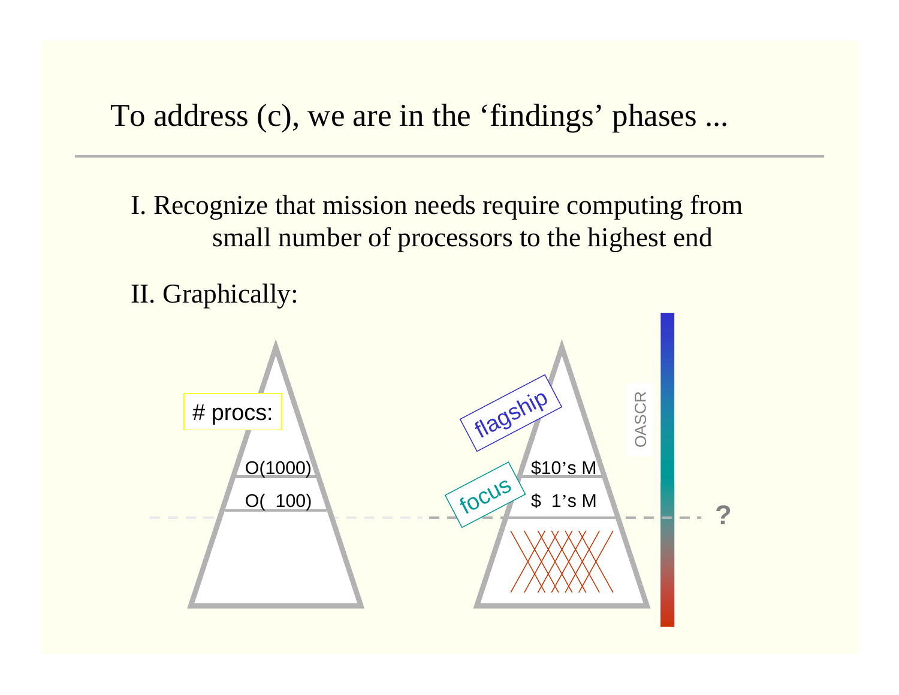# To address (c), we are in the 'findings' phases ...

I. Recognize that mission needs require computing from small number of processors to the highest end

II. Graphically:

# procs:

O(1000)

O( 100)

flagship

focus

$10's M

$ 1's M

OASCR

?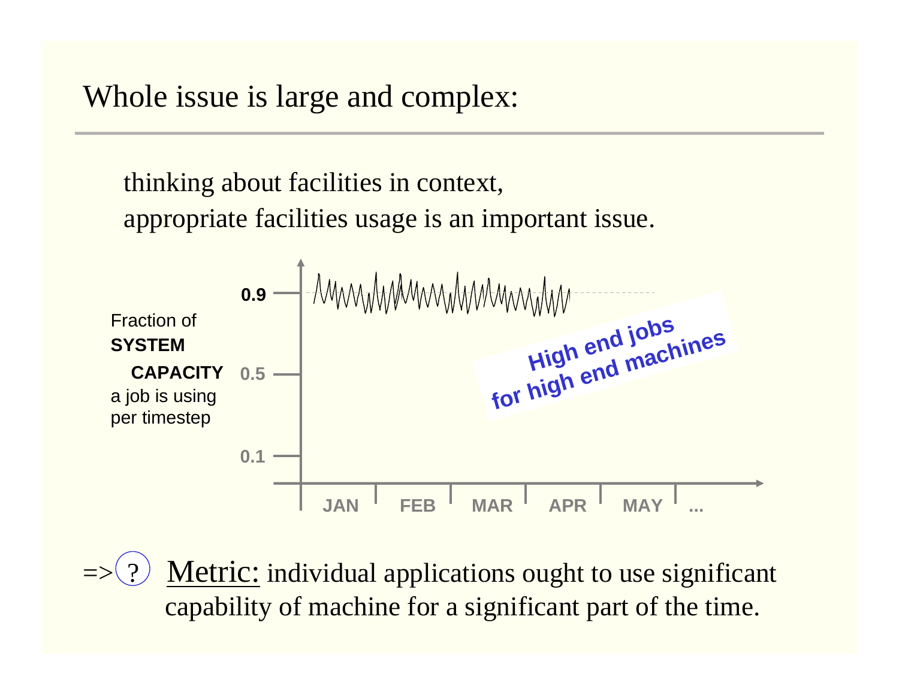# Whole issue is large and complex:

thinking about facilities in context,
appropriate facilities usage is an important issue.

Fraction of **SYSTEM CAPACITY** a job is using per timestep

**0.9**

0.5

0.1

JAN FEB MAR APR MAY ...

**High end jobs for high end machines**

=> ? Metric: individual applications ought to use significant capability of machine for a significant part of the time.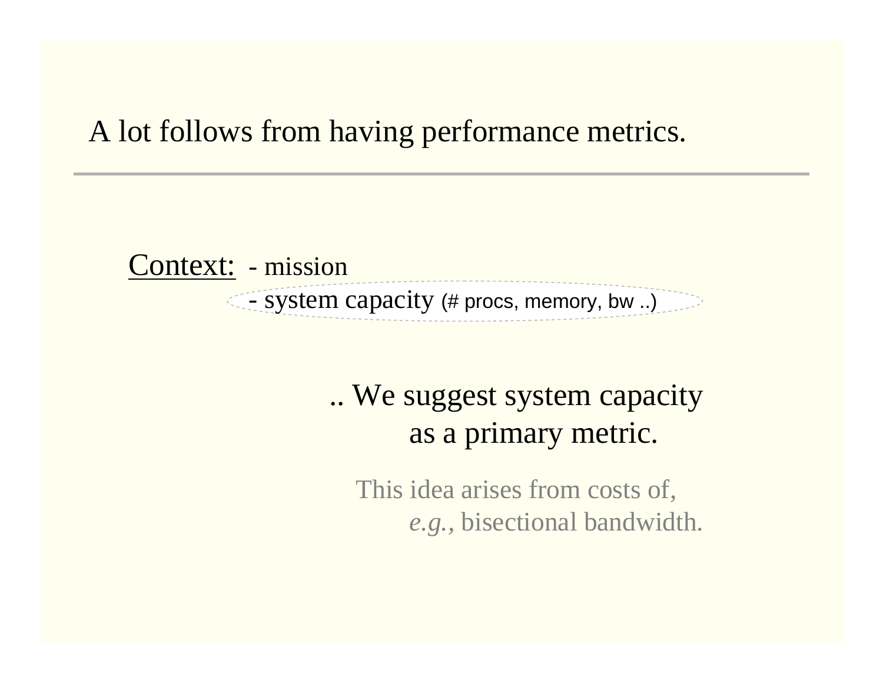# A lot follows from having performance metrics.

<u>Context:</u> - mission
- system capacity (# procs, memory, bw ..)

.. We suggest system capacity
as a primary metric.

This idea arises from costs of,
*e.g.*, bisectional bandwidth.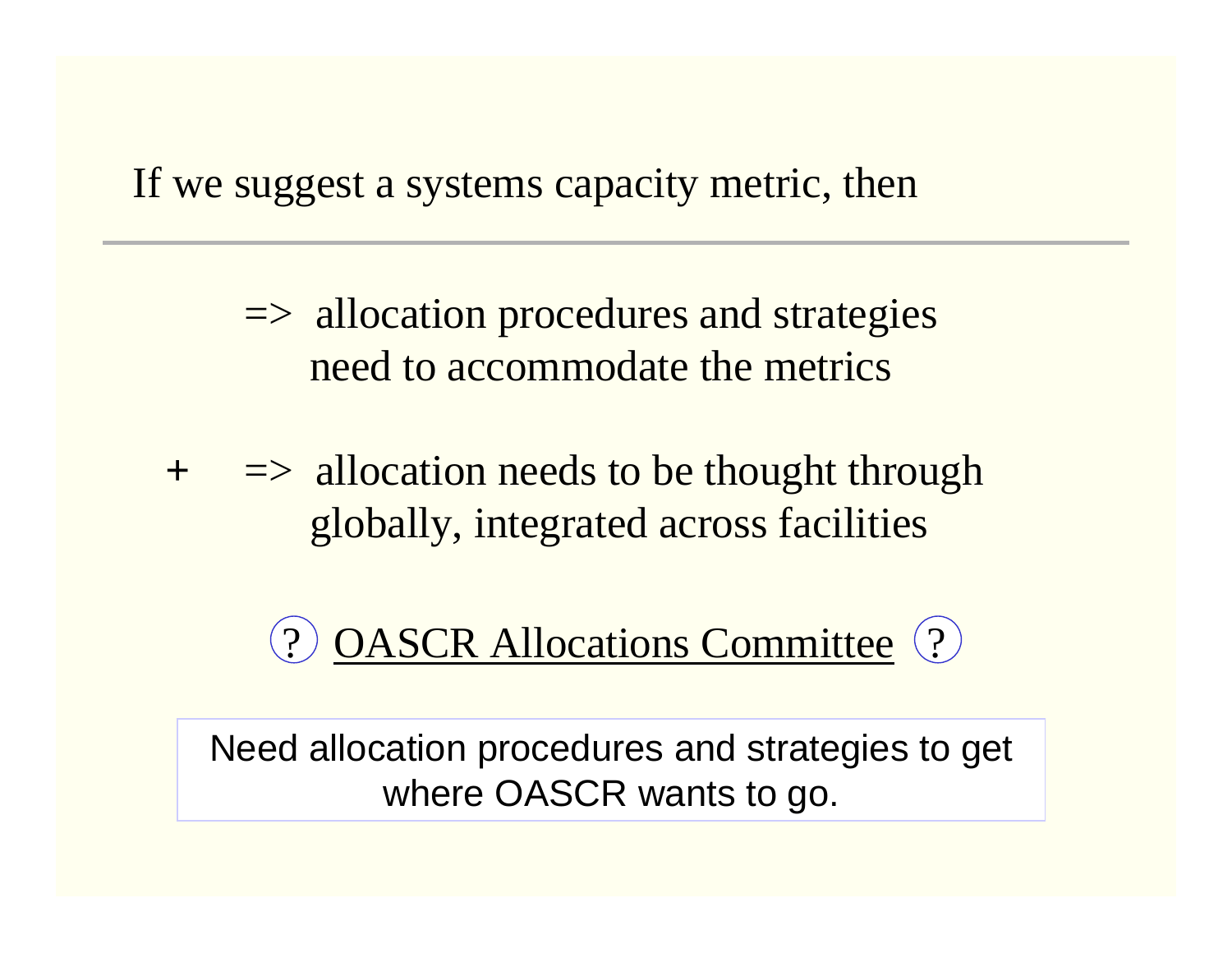If we suggest a systems capacity metric, then

=> allocation procedures and strategies need to accommodate the metrics

+ => allocation needs to be thought through globally, integrated across facilities

(?) <u>OASCR Allocations Committee</u> (?)

Need allocation procedures and strategies to get where OASCR wants to go.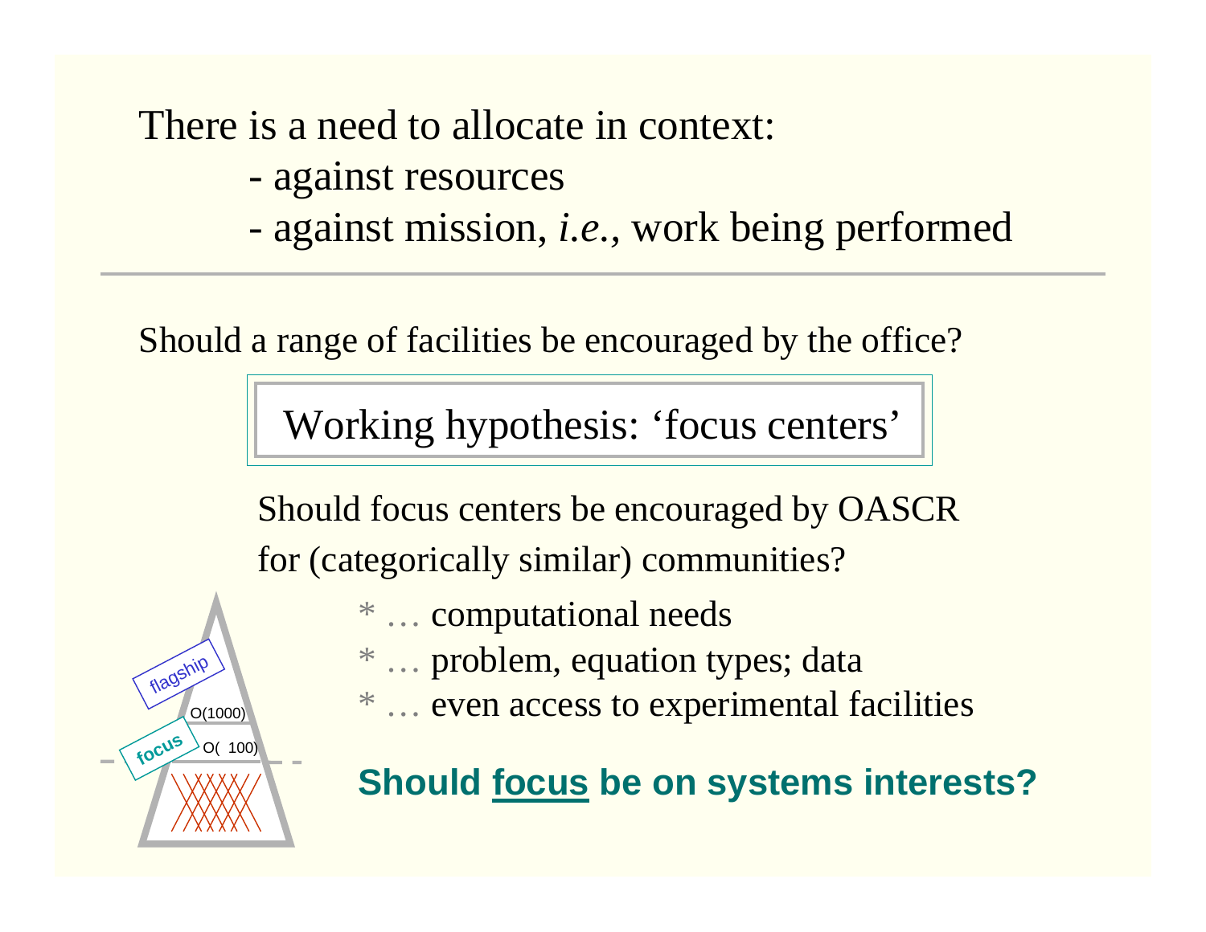There is a need to allocate in context:

- against resources
- against mission, *i.e.*, work being performed

---

Should a range of facilities be encouraged by the office?

Working hypothesis: ‘focus centers’

Should focus centers be encouraged by OASCR for (categorically similar) communities?

* … computational needs
* … problem, equation types; data
* … even access to experimental facilities

flagship

O(1000)

focus

O( 100)

**Should focus be on systems interests?**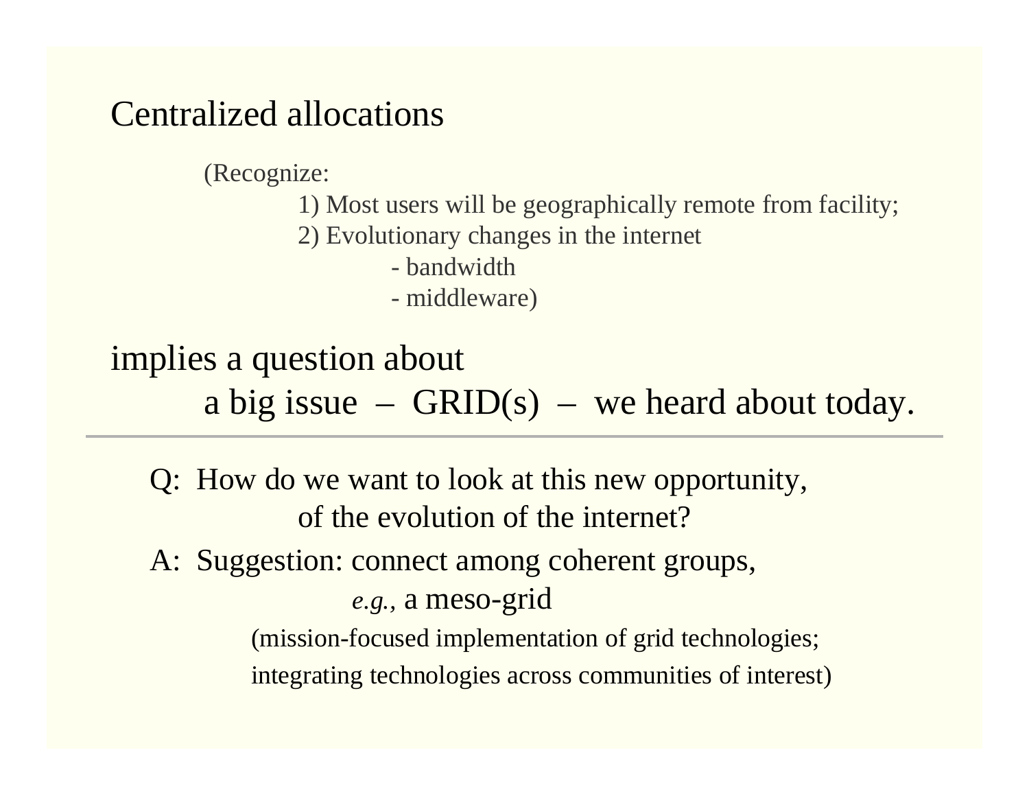## Centralized allocations

(Recognize:

1) Most users will be geographically remote from facility;
2) Evolutionary changes in the internet
   - bandwidth
   - middleware)

implies a question about
a big issue – GRID(s) – we heard about today.

---

Q: How do we want to look at this new opportunity, of the evolution of the internet?

A: Suggestion: connect among coherent groups, *e.g.,* a meso-grid

(mission-focused implementation of grid technologies; integrating technologies across communities of interest)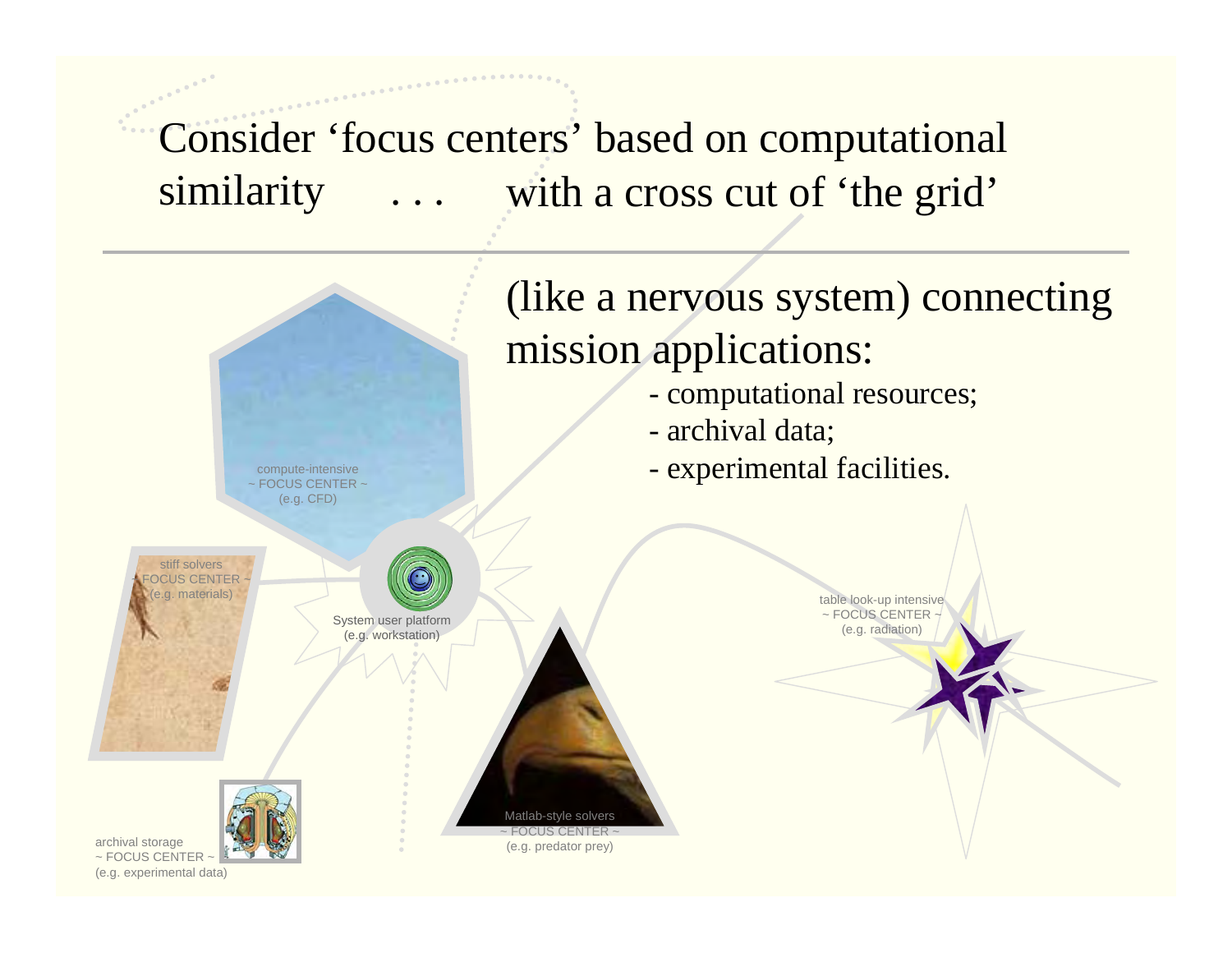# Consider 'focus centers' based on computational similarity . . . with a cross cut of 'the grid'

(like a nervous system) connecting mission applications:

- computational resources;
- archival data;
- experimental facilities.

compute-intensive
~ FOCUS CENTER ~
(e.g. CFD)

stiff solvers
~ FOCUS CENTER ~
(e.g. materials)

System user platform
(e.g. workstation)

table look-up intensive
~ FOCUS CENTER ~
(e.g. radiation)

archival storage
~ FOCUS CENTER ~
(e.g. experimental data)

Matlab-style solvers
~ FOCUS CENTER ~
(e.g. predator prey)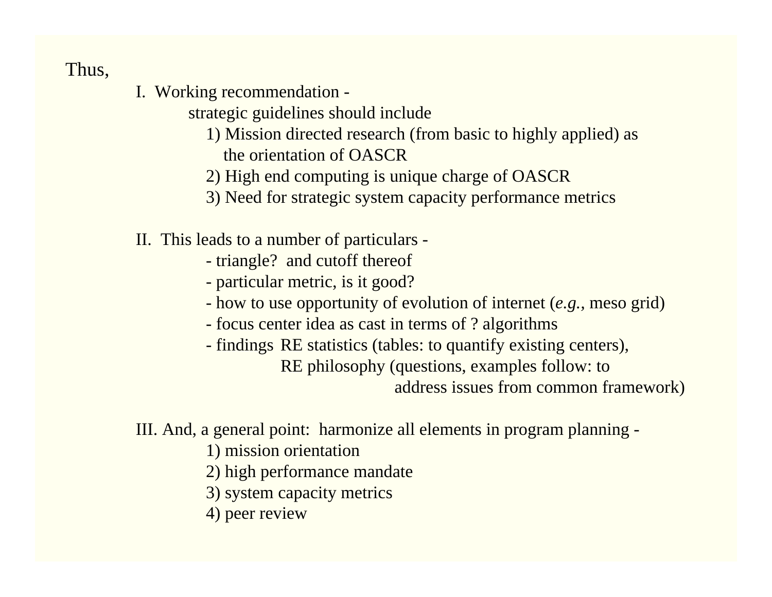Thus,

I. Working recommendation -

strategic guidelines should include

1) Mission directed research (from basic to highly applied) as the orientation of OASCR
2) High end computing is unique charge of OASCR
3) Need for strategic system capacity performance metrics

II. This leads to a number of particulars -

- triangle? and cutoff thereof
- particular metric, is it good?
- how to use opportunity of evolution of internet (*e.g.*, meso grid)
- focus center idea as cast in terms of ? algorithms
- findings RE statistics (tables: to quantify existing centers),
  RE philosophy (questions, examples follow: to address issues from common framework)

III. And, a general point: harmonize all elements in program planning -

1) mission orientation
2) high performance mandate
3) system capacity metrics
4) peer review